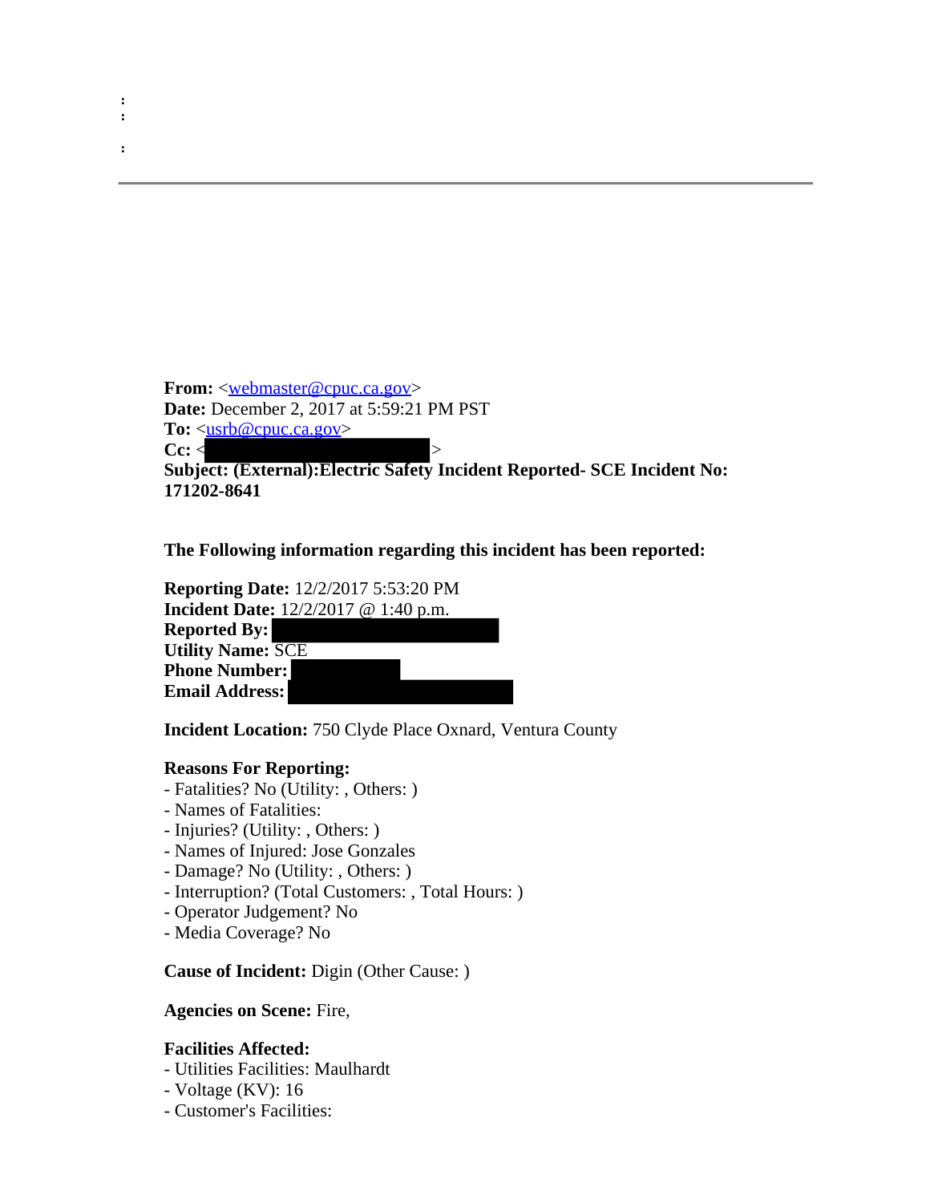:
:

:

---

**From:** <webmaster@cpuc.ca.gov>
**Date:** December 2, 2017 at 5:59:21 PM PST
**To:** <usrb@cpuc.ca.gov>
**Cc:** < >
**Subject: (External):Electric Safety Incident Reported- SCE Incident No: 171202-8641**

**The Following information regarding this incident has been reported:**

**Reporting Date:** 12/2/2017 5:53:20 PM
**Incident Date:** 12/2/2017 @ 1:40 p.m.
**Reported By:**
**Utility Name:** SCE
**Phone Number:**
**Email Address:**

**Incident Location:** 750 Clyde Place Oxnard, Ventura County

**Reasons For Reporting:**
- Fatalities? No (Utility: , Others: )
- Names of Fatalities:
- Injuries? (Utility: , Others: )
- Names of Injured: Jose Gonzales
- Damage? No (Utility: , Others: )
- Interruption? (Total Customers: , Total Hours: )
- Operator Judgement? No
- Media Coverage? No

**Cause of Incident:** Digin (Other Cause: )

**Agencies on Scene:** Fire,

**Facilities Affected:**
- Utilities Facilities: Maulhardt
- Voltage (KV): 16
- Customer's Facilities: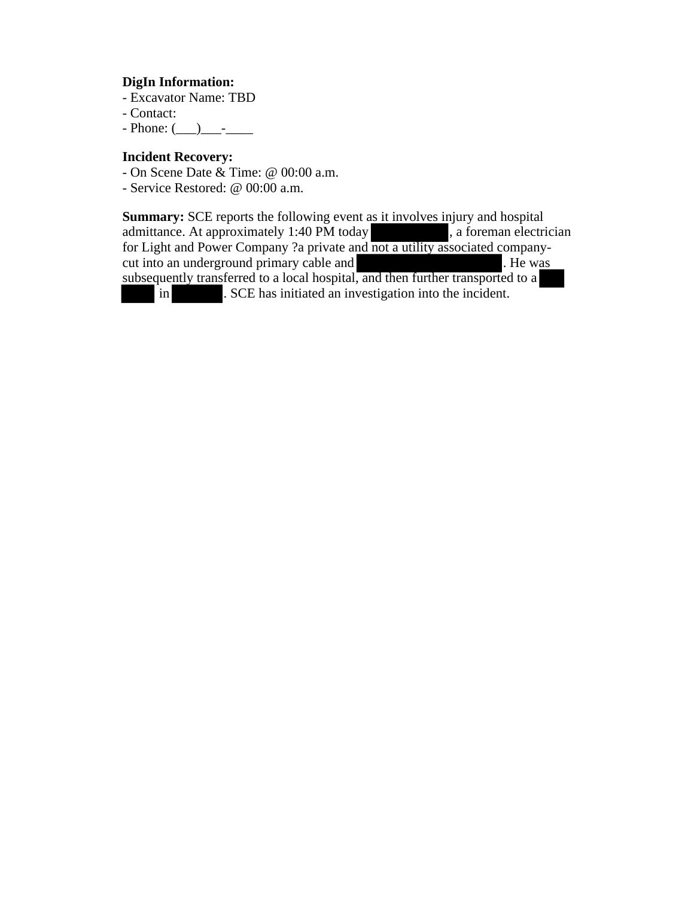**DigIn Information:**
- Excavator Name: TBD
- Contact:
- Phone: (___)___-____

**Incident Recovery:**
- On Scene Date & Time: @ 00:00 a.m.
- Service Restored: @ 00:00 a.m.

**Summary:** SCE reports the following event as it involves injury and hospital admittance. At approximately 1:40 PM today [REDACTED], a foreman electrician for Light and Power Company ?a private and not a utility associated company-cut into an underground primary cable and [REDACTED]. He was subsequently transferred to a local hospital, and then further transported to a [REDACTED] in [REDACTED]. SCE has initiated an investigation into the incident.